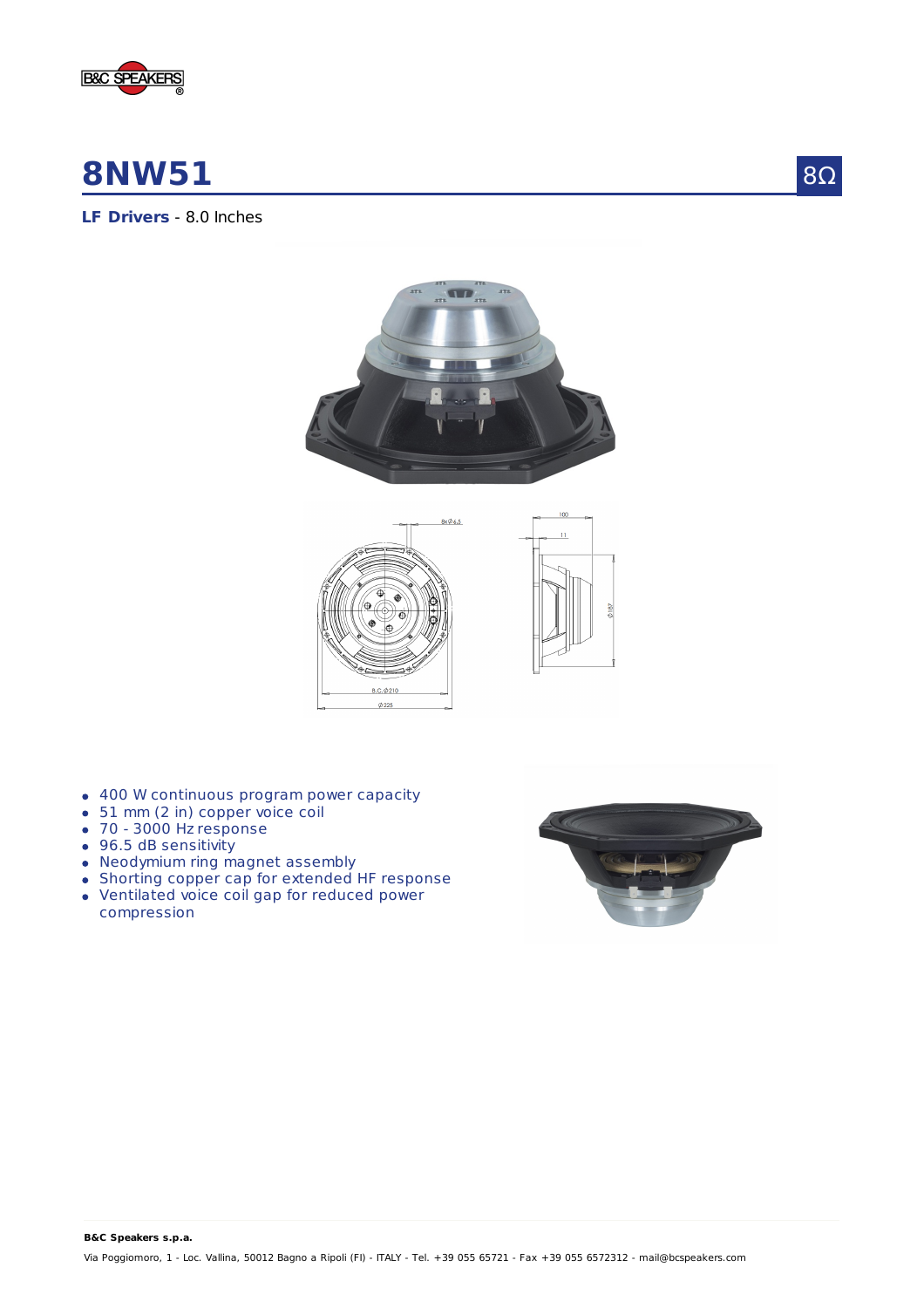# 8NW51

8Ω

**LF Drivers** - 8.0 Inches

- 400 W continuous program power capacity
- 51 mm (2 in) copper voice coil
- 70 - 3000 Hz response
- 96.5 dB sensitivity
- Neodymium ring magnet assembly
- Shorting copper cap for extended HF response
- Ventilated voice coil gap for reduced power compression

**B&C Speakers s.p.a.**

Via Poggiomoro, 1 - Loc. Vallina, 50012 Bagno a Ripoli (FI) - ITALY - Tel. +39 055 65721 - Fax +39 055 6572312 - mail@bcspeakers.com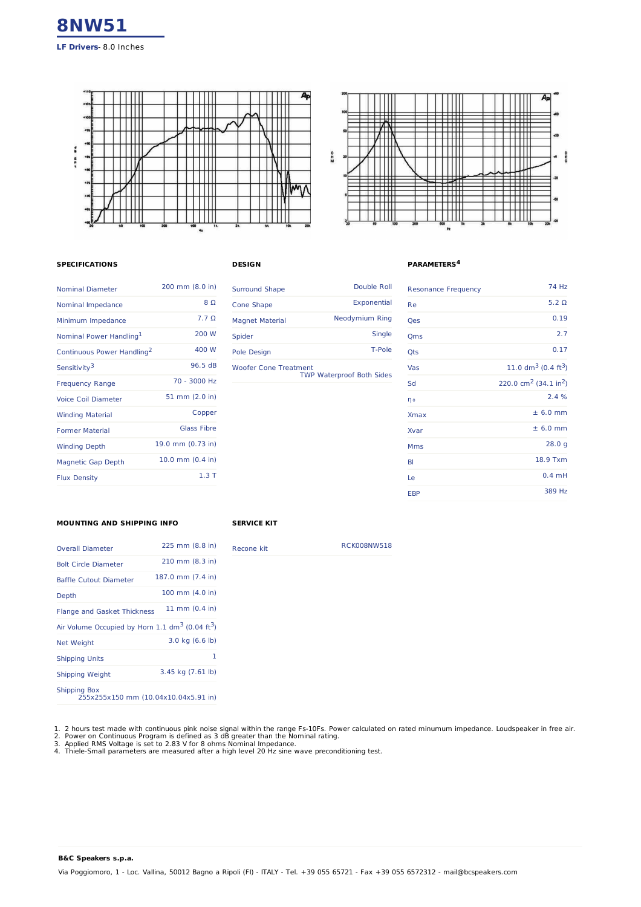# 8NW51

**LF Drivers**- 8.0 Inches

SPL
Hz
Ap

OHM
DEG
Hz
Ap

### SPECIFICATIONS

| | |
|---|---|
| Nominal Diameter | 200 mm (8.0 in) |
| Nominal Impedance | 8 Ω |
| Minimum Impedance | 7.7 Ω |
| Nominal Power Handling[1] | 200 W |
| Continuous Power Handling[2] | 400 W |
| Sensitivity[3] | 96.5 dB |
| Frequency Range | 70 - 3000 Hz |
| Voice Coil Diameter | 51 mm (2.0 in) |
| Winding Material | Copper |
| Former Material | Glass Fibre |
| Winding Depth | 19.0 mm (0.73 in) |
| Magnetic Gap Depth | 10.0 mm (0.4 in) |
| Flux Density | 1.3 T |

### DESIGN

| | |
|---|---|
| Surround Shape | Double Roll |
| Cone Shape | Exponential |
| Magnet Material | Neodymium Ring |
| Spider | Single |
| Pole Design | T-Pole |
| Woofer Cone Treatment | TWP Waterproof Both Sides |

### PARAMETERS[4]

| | |
|---|---|
| Resonance Frequency | 74 Hz |
| Re | 5.2 Ω |
| Qes | 0.19 |
| Qms | 2.7 |
| Qts | 0.17 |
| Vas | 11.0 $dm^3$ (0.4 $ft^3$) |
| Sd | 220.0 $cm^2$ (34.1 $in^2$) |
| $\eta_0$ | 2.4 % |
| Xmax | ± 6.0 mm |
| Xvar | ± 6.0 mm |
| Mms | 28.0 g |
| Bl | 18.9 Txm |
| Le | 0.4 mH |
| EBP | 389 Hz |

### MOUNTING AND SHIPPING INFO

| | |
|---|---|
| Overall Diameter | 225 mm (8.8 in) |
| Bolt Circle Diameter | 210 mm (8.3 in) |
| Baffle Cutout Diameter | 187.0 mm (7.4 in) |
| Depth | 100 mm (4.0 in) |
| Flange and Gasket Thickness | 11 mm (0.4 in) |
| Air Volume Occupied by Horn | 1.1 $dm^3$ (0.04 $ft^3$) |
| Net Weight | 3.0 kg (6.6 lb) |
| Shipping Units | 1 |
| Shipping Weight | 3.45 kg (7.61 lb) |
| Shipping Box | 255x255x150 mm (10.04x10.04x5.91 in) |

### SERVICE KIT

| | |
|---|---|
| Recone kit | RCK008NW518 |

1. 2 hours test made with continuous pink noise signal within the range Fs-10Fs. Power calculated on rated minumum impedance. Loudspeaker in free air.
2. Power on Continuous Program is defined as 3 dB greater than the Nominal rating.
3. Applied RMS Voltage is set to 2.83 V for 8 ohms Nominal Impedance.
4. Thiele-Small parameters are measured after a high level 20 Hz sine wave preconditioning test.

**B&C Speakers s.p.a.**

Via Poggiomoro, 1 - Loc. Vallina, 50012 Bagno a Ripoli (FI) - ITALY - Tel. +39 055 65721 - Fax +39 055 6572312 - mail@bcspeakers.com